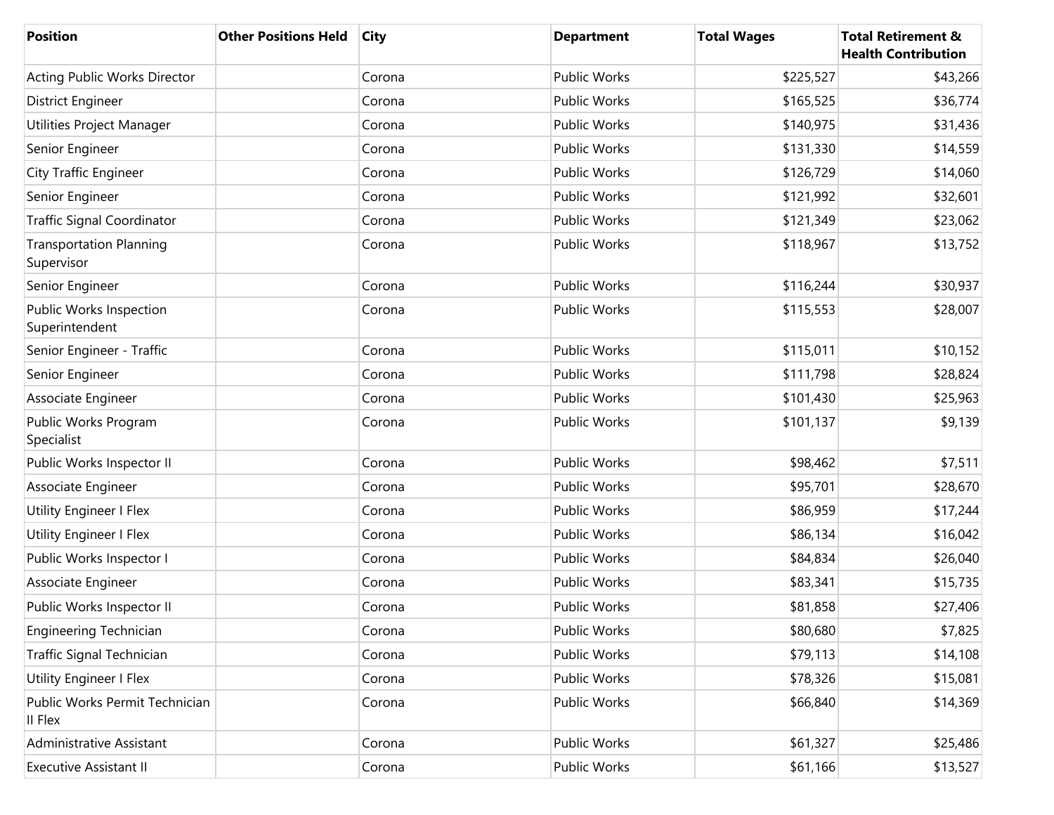| Position | Other Positions Held | City | Department | Total Wages | Total Retirement & Health Contribution |
|---|---|---|---|---|---|
| Acting Public Works Director | | Corona | Public Works | $225,527 | $43,266 |
| District Engineer | | Corona | Public Works | $165,525 | $36,774 |
| Utilities Project Manager | | Corona | Public Works | $140,975 | $31,436 |
| Senior Engineer | | Corona | Public Works | $131,330 | $14,559 |
| City Traffic Engineer | | Corona | Public Works | $126,729 | $14,060 |
| Senior Engineer | | Corona | Public Works | $121,992 | $32,601 |
| Traffic Signal Coordinator | | Corona | Public Works | $121,349 | $23,062 |
| Transportation Planning Supervisor | | Corona | Public Works | $118,967 | $13,752 |
| Senior Engineer | | Corona | Public Works | $116,244 | $30,937 |
| Public Works Inspection Superintendent | | Corona | Public Works | $115,553 | $28,007 |
| Senior Engineer - Traffic | | Corona | Public Works | $115,011 | $10,152 |
| Senior Engineer | | Corona | Public Works | $111,798 | $28,824 |
| Associate Engineer | | Corona | Public Works | $101,430 | $25,963 |
| Public Works Program Specialist | | Corona | Public Works | $101,137 | $9,139 |
| Public Works Inspector II | | Corona | Public Works | $98,462 | $7,511 |
| Associate Engineer | | Corona | Public Works | $95,701 | $28,670 |
| Utility Engineer I Flex | | Corona | Public Works | $86,959 | $17,244 |
| Utility Engineer I Flex | | Corona | Public Works | $86,134 | $16,042 |
| Public Works Inspector I | | Corona | Public Works | $84,834 | $26,040 |
| Associate Engineer | | Corona | Public Works | $83,341 | $15,735 |
| Public Works Inspector II | | Corona | Public Works | $81,858 | $27,406 |
| Engineering Technician | | Corona | Public Works | $80,680 | $7,825 |
| Traffic Signal Technician | | Corona | Public Works | $79,113 | $14,108 |
| Utility Engineer I Flex | | Corona | Public Works | $78,326 | $15,081 |
| Public Works Permit Technician II Flex | | Corona | Public Works | $66,840 | $14,369 |
| Administrative Assistant | | Corona | Public Works | $61,327 | $25,486 |
| Executive Assistant II | | Corona | Public Works | $61,166 | $13,527 |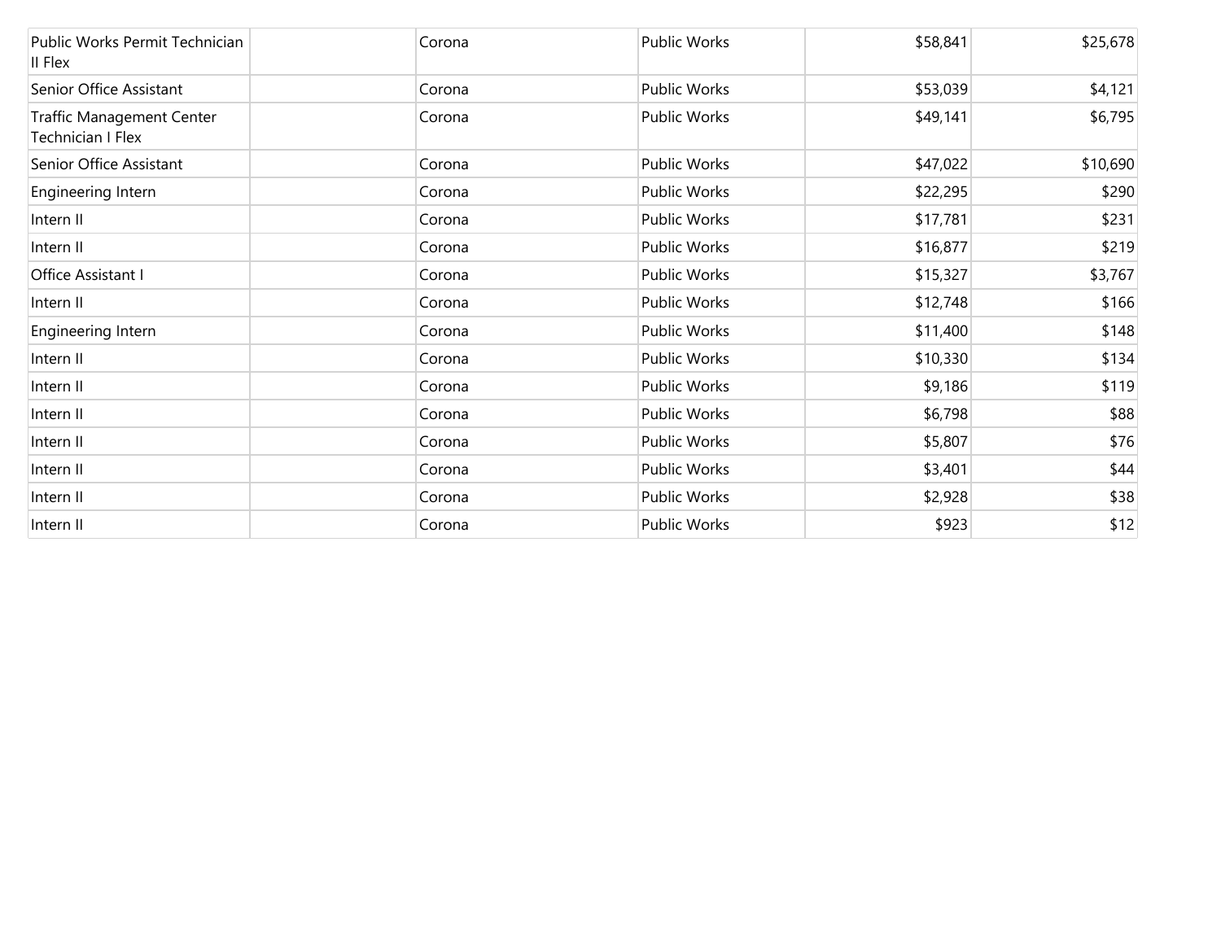| | | | | | |
|---|---|---|---|---|---|
| Public Works Permit Technician II Flex | | Corona | Public Works | $58,841 | $25,678 |
| Senior Office Assistant | | Corona | Public Works | $53,039 | $4,121 |
| Traffic Management Center Technician I Flex | | Corona | Public Works | $49,141 | $6,795 |
| Senior Office Assistant | | Corona | Public Works | $47,022 | $10,690 |
| Engineering Intern | | Corona | Public Works | $22,295 | $290 |
| Intern II | | Corona | Public Works | $17,781 | $231 |
| Intern II | | Corona | Public Works | $16,877 | $219 |
| Office Assistant I | | Corona | Public Works | $15,327 | $3,767 |
| Intern II | | Corona | Public Works | $12,748 | $166 |
| Engineering Intern | | Corona | Public Works | $11,400 | $148 |
| Intern II | | Corona | Public Works | $10,330 | $134 |
| Intern II | | Corona | Public Works | $9,186 | $119 |
| Intern II | | Corona | Public Works | $6,798 | $88 |
| Intern II | | Corona | Public Works | $5,807 | $76 |
| Intern II | | Corona | Public Works | $3,401 | $44 |
| Intern II | | Corona | Public Works | $2,928 | $38 |
| Intern II | | Corona | Public Works | $923 | $12 |